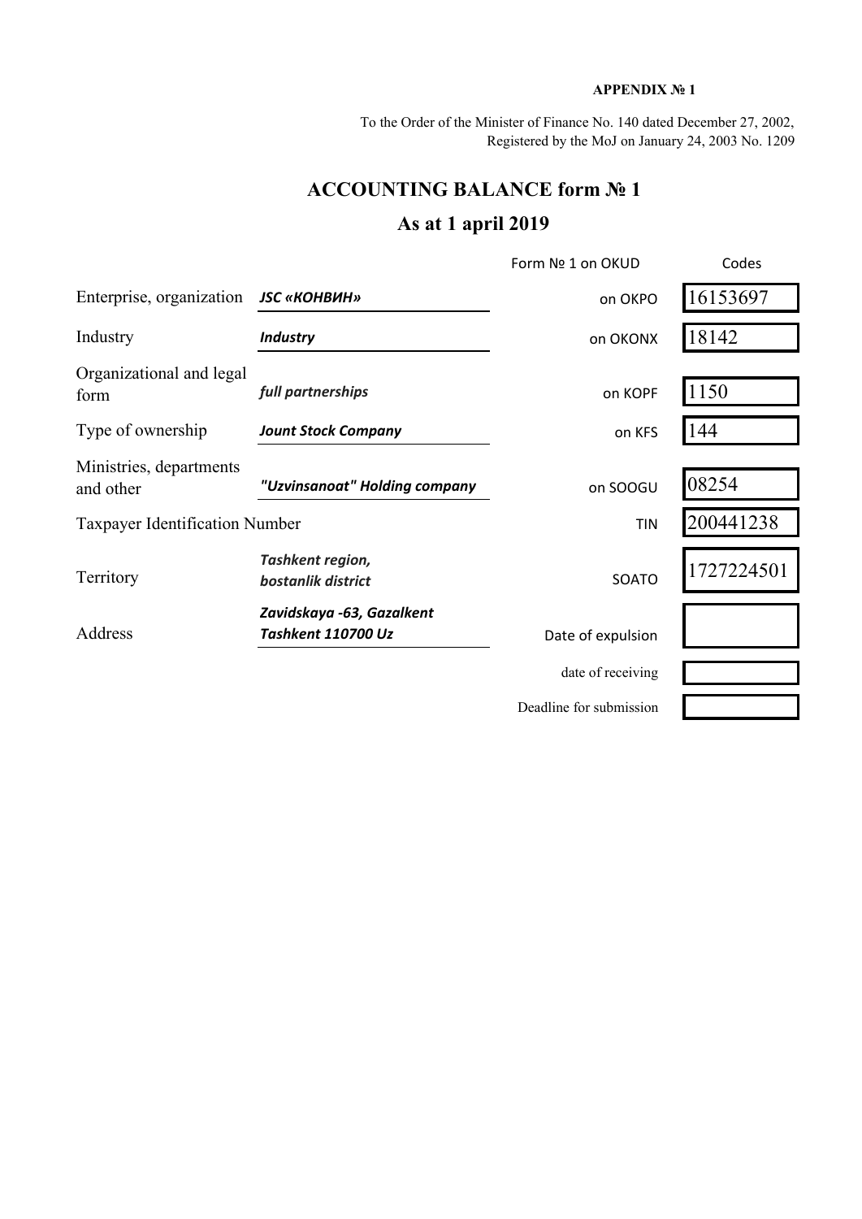**APPENDIX № 1**

To the Order of the Minister of Finance No. 140 dated December 27, 2002,
Registered by the MoJ on January 24, 2003 No. 1209

# ACCOUNTING BALANCE form № 1

## As at 1 april 2019

| | | | Codes |
|---|---|---|---|
| | | Form № 1 on OKUD | |
| Enterprise, organization | ***JSC «КОНВИН»*** | on OKPO | 16153697 |
| Industry | ***Industry*** | on OKONX | 18142 |
| Organizational and legal form | ***full partnerships*** | on KOPF | 1150 |
| Type of ownership | ***Jount Stock Company*** | on KFS | 144 |
| Ministries, departments and other | ***"Uzvinsanoat" Holding company*** | on SOOGU | 08254 |
| Taxpayer Identification Number | | TIN | 200441238 |
| Territory | ***Tashkent region, bostanlik district*** | SOATO | 1727224501 |
| Address | ***Zavidskaya -63, Gazalkent Tashkent 110700 Uz*** | Date of expulsion | |
| | | date of receiving | |
| | | Deadline for submission | |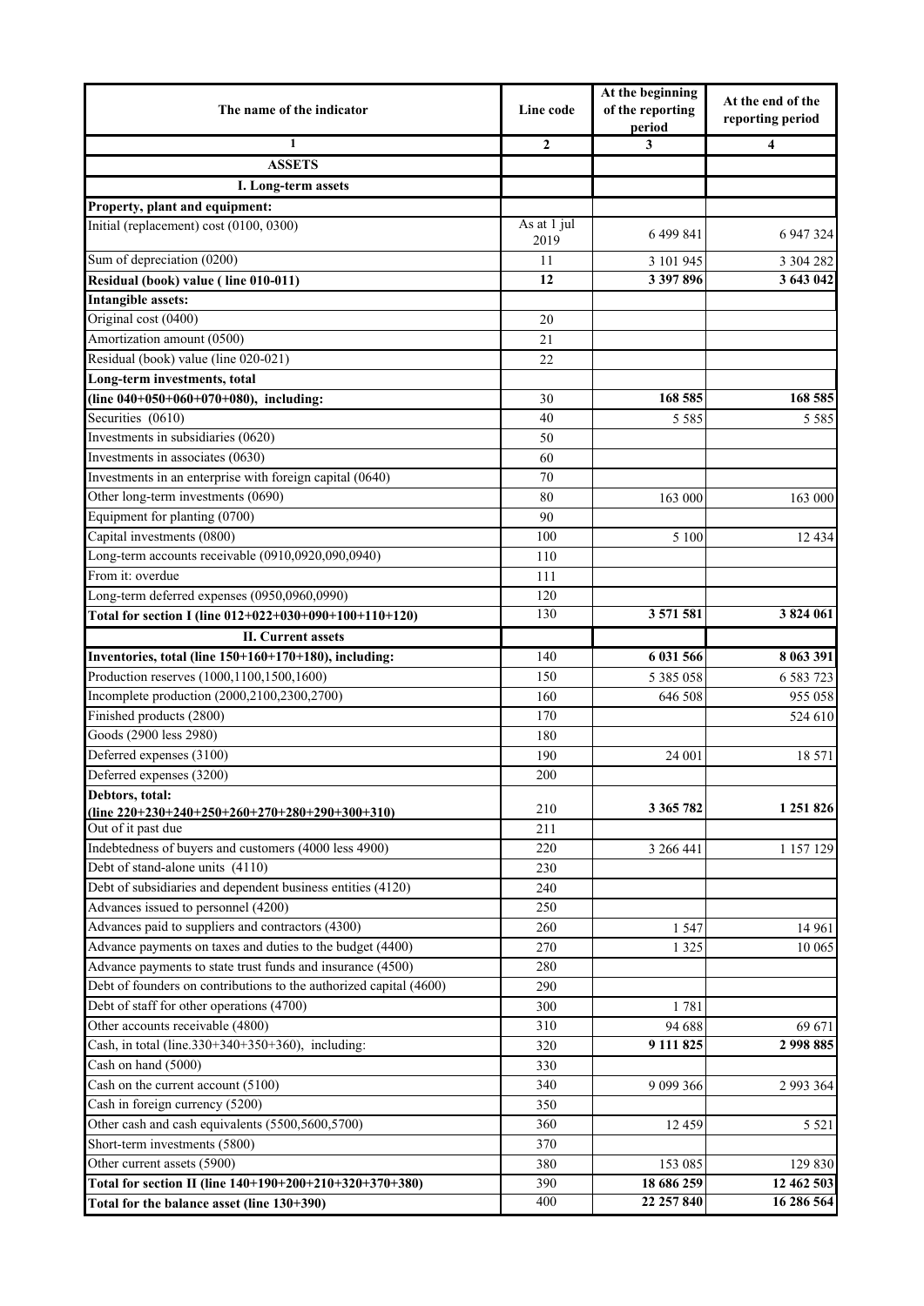| The name of the indicator | Line code | At the beginning of the reporting period | At the end of the reporting period |
|---|---|---|---|
| 1 | 2 | 3 | 4 |
| **ASSETS** | | | |
| **I. Long-term assets** | | | |
| **Property, plant and equipment:** | | | |
| Initial (replacement) cost (0100, 0300) | As at 1 jul 2019 | 6 499 841 | 6 947 324 |
| Sum of depreciation (0200) | 11 | 3 101 945 | 3 304 282 |
| **Residual (book) value ( line 010-011)** | **12** | **3 397 896** | **3 643 042** |
| **Intangible assets:** | | | |
| Original cost (0400) | 20 | | |
| Amortization amount (0500) | 21 | | |
| Residual (book) value (line 020-021) | 22 | | |
| **Long-term investments, total (line 040+050+060+070+080), including:** | 30 | **168 585** | **168 585** |
| Securities (0610) | 40 | 5 585 | 5 585 |
| Investments in subsidiaries (0620) | 50 | | |
| Investments in associates (0630) | 60 | | |
| Investments in an enterprise with foreign capital (0640) | 70 | | |
| Other long-term investments (0690) | 80 | 163 000 | 163 000 |
| Equipment for planting (0700) | 90 | | |
| Capital investments (0800) | 100 | 5 100 | 12 434 |
| Long-term accounts receivable (0910,0920,090,0940) | 110 | | |
| From it: overdue | 111 | | |
| Long-term deferred expenses (0950,0960,0990) | 120 | | |
| **Total for section I (line 012+022+030+090+100+110+120)** | 130 | **3 571 581** | **3 824 061** |
| **II. Current assets** | | | |
| **Inventories, total (line 150+160+170+180), including:** | 140 | **6 031 566** | **8 063 391** |
| Production reserves (1000,1100,1500,1600) | 150 | 5 385 058 | 6 583 723 |
| Incomplete production (2000,2100,2300,2700) | 160 | 646 508 | 955 058 |
| Finished products (2800) | 170 | | 524 610 |
| Goods (2900 less 2980) | 180 | | |
| Deferred expenses (3100) | 190 | 24 001 | 18 571 |
| Deferred expenses (3200) | 200 | | |
| **Debtors, total: (line 220+230+240+250+260+270+280+290+300+310)** | 210 | **3 365 782** | **1 251 826** |
| Out of it past due | 211 | | |
| Indebtedness of buyers and customers (4000 less 4900) | 220 | 3 266 441 | 1 157 129 |
| Debt of stand-alone units (4110) | 230 | | |
| Debt of subsidiaries and dependent business entities (4120) | 240 | | |
| Advances issued to personnel (4200) | 250 | | |
| Advances paid to suppliers and contractors (4300) | 260 | 1 547 | 14 961 |
| Advance payments on taxes and duties to the budget (4400) | 270 | 1 325 | 10 065 |
| Advance payments to state trust funds and insurance (4500) | 280 | | |
| Debt of founders on contributions to the authorized capital (4600) | 290 | | |
| Debt of staff for other operations (4700) | 300 | 1 781 | |
| Other accounts receivable (4800) | 310 | 94 688 | 69 671 |
| Cash, in total (line.330+340+350+360), including: | 320 | **9 111 825** | **2 998 885** |
| Cash on hand (5000) | 330 | | |
| Cash on the current account (5100) | 340 | 9 099 366 | 2 993 364 |
| Cash in foreign currency (5200) | 350 | | |
| Other cash and cash equivalents (5500,5600,5700) | 360 | 12 459 | 5 521 |
| Short-term investments (5800) | 370 | | |
| Other current assets (5900) | 380 | 153 085 | 129 830 |
| **Total for section II (line 140+190+200+210+320+370+380)** | 390 | **18 686 259** | **12 462 503** |
| **Total for the balance asset (line 130+390)** | 400 | **22 257 840** | **16 286 564** |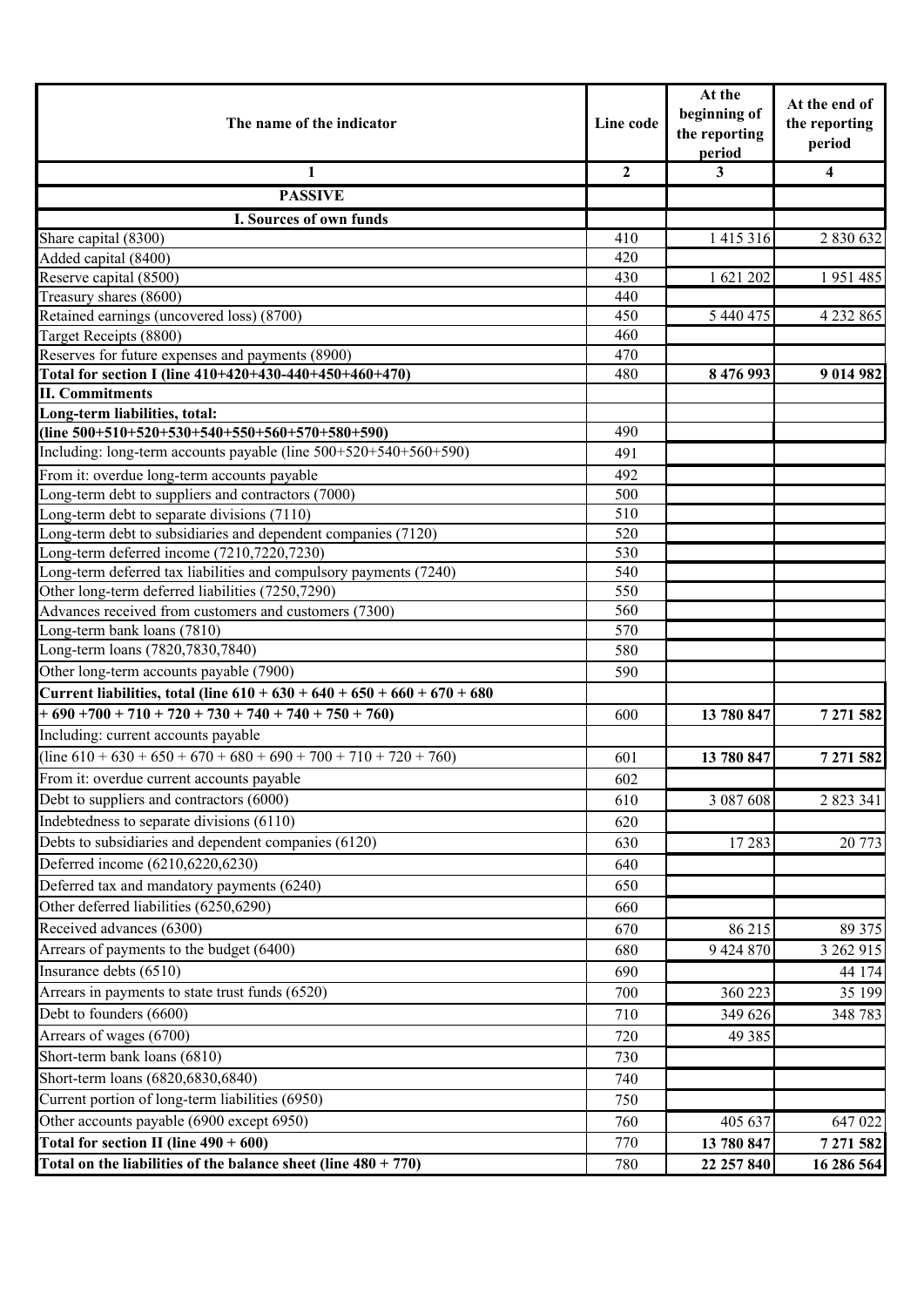| The name of the indicator | Line code | At the beginning of the reporting period | At the end of the reporting period |
|---|---|---|---|
| 1 | 2 | 3 | 4 |
| **PASSIVE** | | | |
| **I. Sources of own funds** | | | |
| Share capital (8300) | 410 | 1 415 316 | 2 830 632 |
| Added capital (8400) | 420 | | |
| Reserve capital (8500) | 430 | 1 621 202 | 1 951 485 |
| Treasury shares (8600) | 440 | | |
| Retained earnings (uncovered loss) (8700) | 450 | 5 440 475 | 4 232 865 |
| Target Receipts (8800) | 460 | | |
| Reserves for future expenses and payments (8900) | 470 | | |
| **Total for section I (line 410+420+430-440+450+460+470)** | 480 | **8 476 993** | **9 014 982** |
| **II. Commitments** | | | |
| **Long-term liabilities, total: (line 500+510+520+530+540+550+560+570+580+590)** | 490 | | |
| Including: long-term accounts payable (line 500+520+540+560+590) | 491 | | |
| From it: overdue long-term accounts payable | 492 | | |
| Long-term debt to suppliers and contractors (7000) | 500 | | |
| Long-term debt to separate divisions (7110) | 510 | | |
| Long-term debt to subsidiaries and dependent companies (7120) | 520 | | |
| Long-term deferred income (7210,7220,7230) | 530 | | |
| Long-term deferred tax liabilities and compulsory payments (7240) | 540 | | |
| Other long-term deferred liabilities (7250,7290) | 550 | | |
| Advances received from customers and customers (7300) | 560 | | |
| Long-term bank loans (7810) | 570 | | |
| Long-term loans (7820,7830,7840) | 580 | | |
| Other long-term accounts payable (7900) | 590 | | |
| **Current liabilities, total (line 610 + 630 + 640 + 650 + 660 + 670 + 680 + 690 +700 + 710 + 720 + 730 + 740 + 750 + 760)** | 600 | **13 780 847** | **7 271 582** |
| Including: current accounts payable (line 610 + 630 + 650 + 670 + 680 + 690 + 700 + 710 + 720 + 760) | 601 | **13 780 847** | **7 271 582** |
| From it: overdue current accounts payable | 602 | | |
| Debt to suppliers and contractors (6000) | 610 | 3 087 608 | 2 823 341 |
| Indebtedness to separate divisions (6110) | 620 | | |
| Debts to subsidiaries and dependent companies (6120) | 630 | 17 283 | 20 773 |
| Deferred income (6210,6220,6230) | 640 | | |
| Deferred tax and mandatory payments (6240) | 650 | | |
| Other deferred liabilities (6250,6290) | 660 | | |
| Received advances (6300) | 670 | 86 215 | 89 375 |
| Arrears of payments to the budget (6400) | 680 | 9 424 870 | 3 262 915 |
| Insurance debts (6510) | 690 | | 44 174 |
| Arrears in payments to state trust funds (6520) | 700 | 360 223 | 35 199 |
| Debt to founders (6600) | 710 | 349 626 | 348 783 |
| Arrears of wages (6700) | 720 | 49 385 | |
| Short-term bank loans (6810) | 730 | | |
| Short-term loans (6820,6830,6840) | 740 | | |
| Current portion of long-term liabilities (6950) | 750 | | |
| Other accounts payable (6900 except 6950) | 760 | 405 637 | 647 022 |
| **Total for section II (line 490 + 600)** | 770 | **13 780 847** | **7 271 582** |
| **Total on the liabilities of the balance sheet (line 480 + 770)** | 780 | **22 257 840** | **16 286 564** |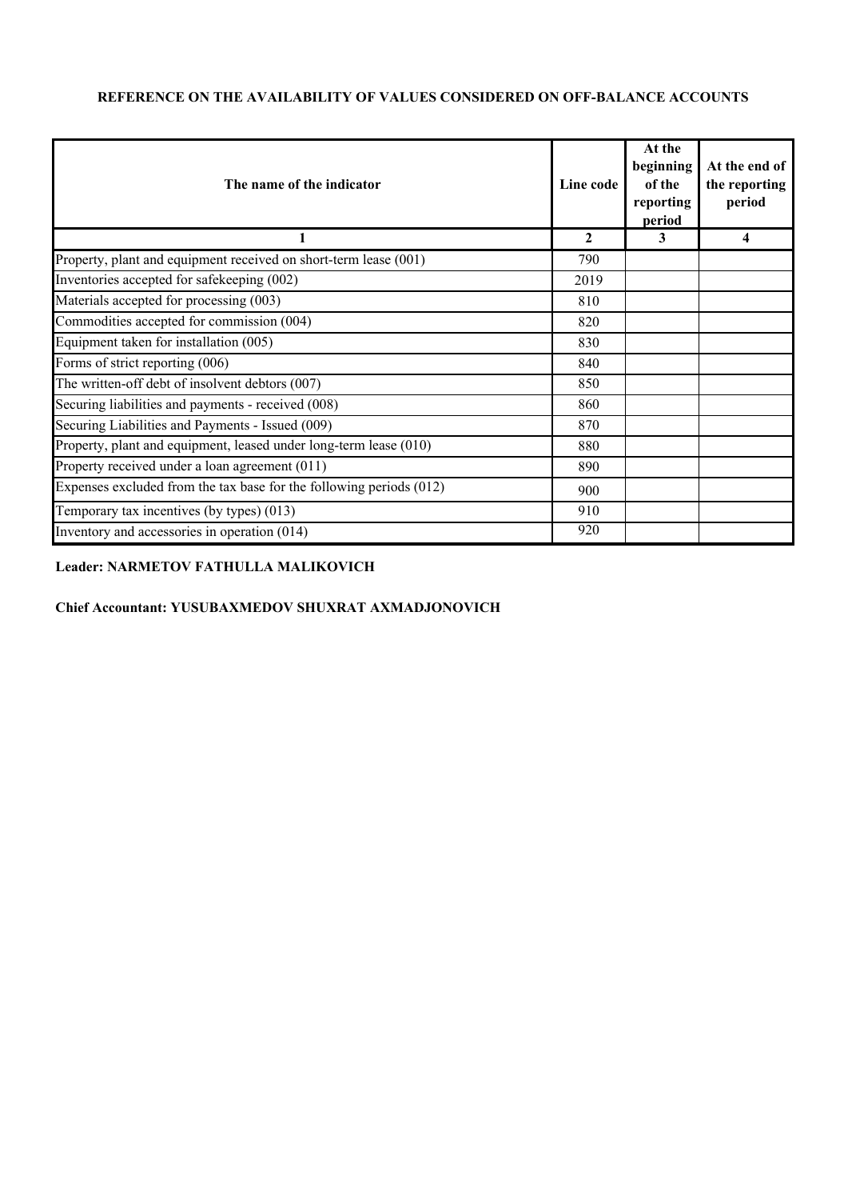**REFERENCE ON THE AVAILABILITY OF VALUES CONSIDERED ON OFF-BALANCE ACCOUNTS**

| The name of the indicator | Line code | At the beginning of the reporting period | At the end of the reporting period |
|---|---|---|---|
| 1 | 2 | 3 | 4 |
| Property, plant and equipment received on short-term lease (001) | 790 | | |
| Inventories accepted for safekeeping (002) | 2019 | | |
| Materials accepted for processing (003) | 810 | | |
| Commodities accepted for commission (004) | 820 | | |
| Equipment taken for installation (005) | 830 | | |
| Forms of strict reporting (006) | 840 | | |
| The written-off debt of insolvent debtors (007) | 850 | | |
| Securing liabilities and payments - received (008) | 860 | | |
| Securing Liabilities and Payments - Issued (009) | 870 | | |
| Property, plant and equipment, leased under long-term lease (010) | 880 | | |
| Property received under a loan agreement (011) | 890 | | |
| Expenses excluded from the tax base for the following periods (012) | 900 | | |
| Temporary tax incentives (by types) (013) | 910 | | |
| Inventory and accessories in operation (014) | 920 | | |

**Leader: NARMETOV FATHULLA MALIKOVICH**

**Chief Accountant: YUSUBAXMEDOV SHUXRAT AXMADJONOVICH**